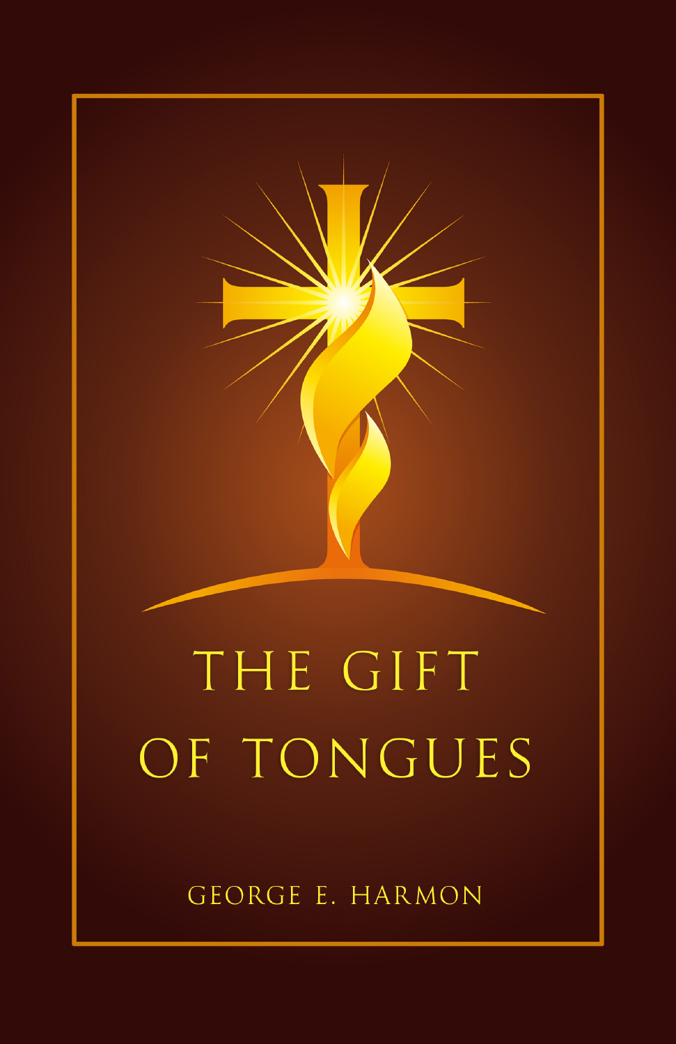# THE GIFT OF TONGUES

GEORGE E. HARMON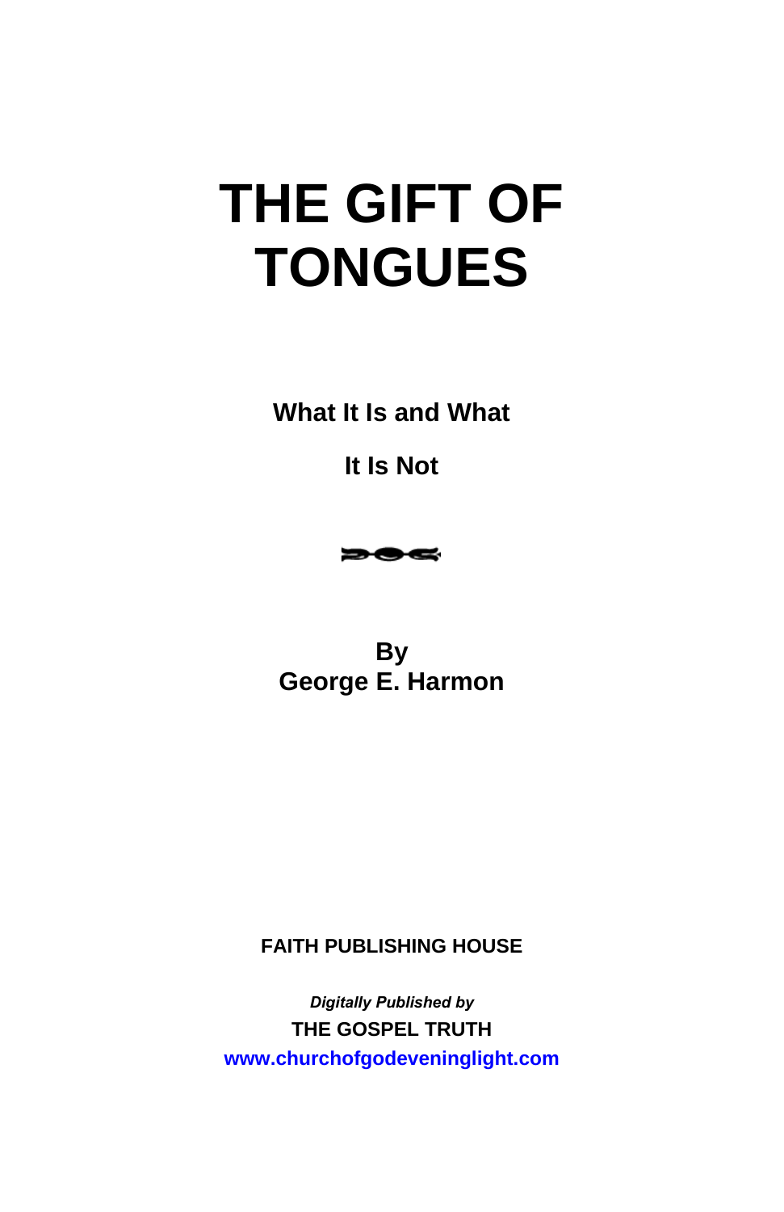# THE GIFT OF TONGUES

**What It Is and What**

**It Is Not**

**By**
**George E. Harmon**

**FAITH PUBLISHING HOUSE**

***Digitally Published by***
**THE GOSPEL TRUTH**
**www.churchofgodeveninglight.com**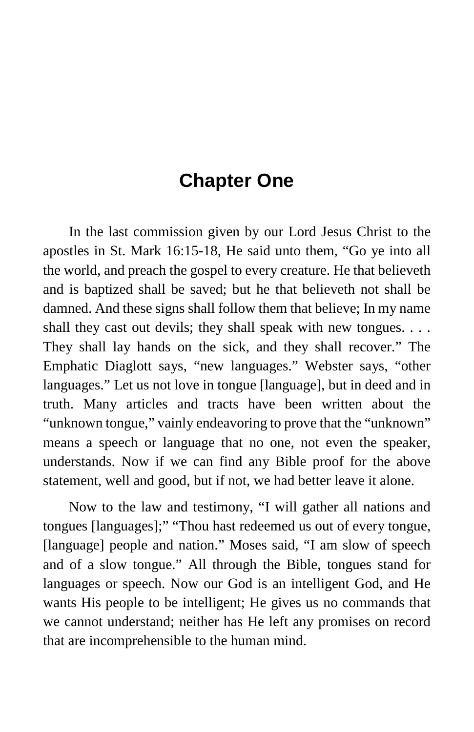# Chapter One

In the last commission given by our Lord Jesus Christ to the apostles in St. Mark 16:15-18, He said unto them, “Go ye into all the world, and preach the gospel to every creature. He that believeth and is baptized shall be saved; but he that believeth not shall be damned. And these signs shall follow them that believe; In my name shall they cast out devils; they shall speak with new tongues. . . . They shall lay hands on the sick, and they shall recover.” The Emphatic Diaglott says, “new languages.” Webster says, “other languages.” Let us not love in tongue [language], but in deed and in truth. Many articles and tracts have been written about the “unknown tongue,” vainly endeavoring to prove that the “unknown” means a speech or language that no one, not even the speaker, understands. Now if we can find any Bible proof for the above statement, well and good, but if not, we had better leave it alone.

Now to the law and testimony, “I will gather all nations and tongues [languages];” “Thou hast redeemed us out of every tongue, [language] people and nation.” Moses said, “I am slow of speech and of a slow tongue.” All through the Bible, tongues stand for languages or speech. Now our God is an intelligent God, and He wants His people to be intelligent; He gives us no commands that we cannot understand; neither has He left any promises on record that are incomprehensible to the human mind.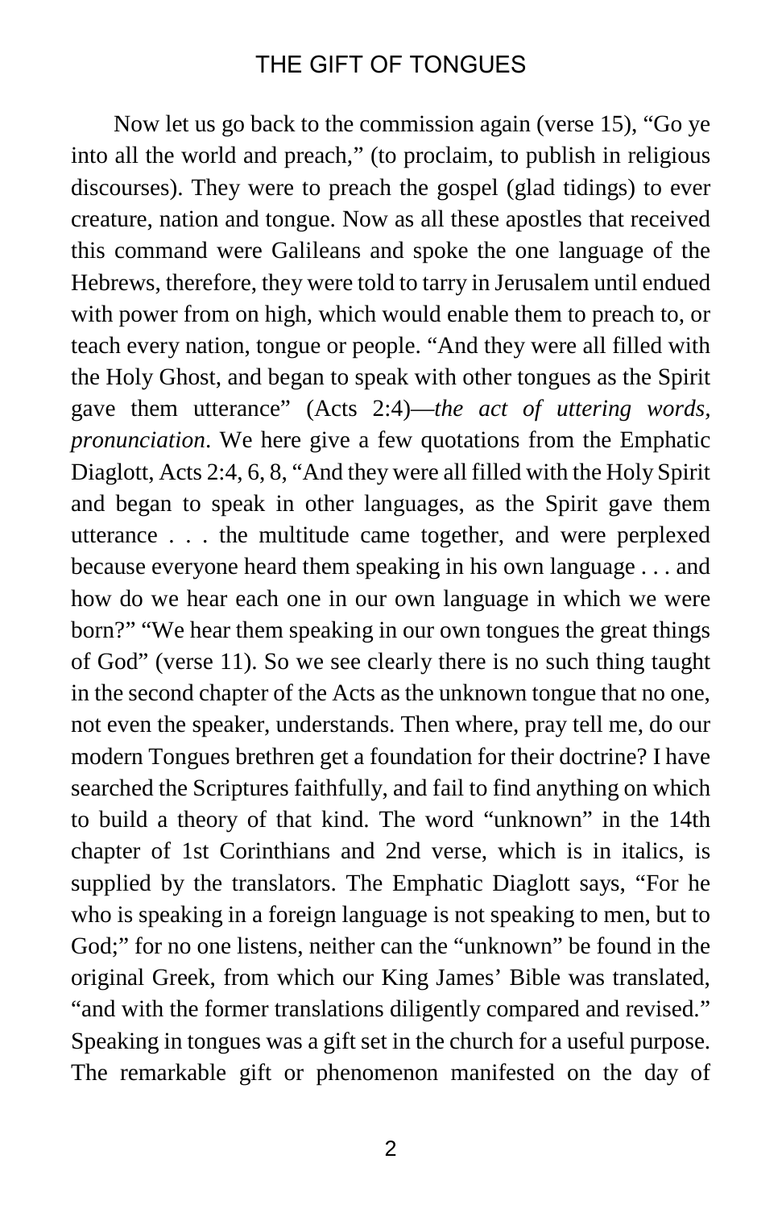Now let us go back to the commission again (verse 15), "Go ye into all the world and preach," (to proclaim, to publish in religious discourses). They were to preach the gospel (glad tidings) to ever creature, nation and tongue. Now as all these apostles that received this command were Galileans and spoke the one language of the Hebrews, therefore, they were told to tarry in Jerusalem until endued with power from on high, which would enable them to preach to, or teach every nation, tongue or people. "And they were all filled with the Holy Ghost, and began to speak with other tongues as the Spirit gave them utterance" (Acts 2:4)—*the act of uttering words, pronunciation*. We here give a few quotations from the Emphatic Diaglott, Acts 2:4, 6, 8, "And they were all filled with the Holy Spirit and began to speak in other languages, as the Spirit gave them utterance . . . the multitude came together, and were perplexed because everyone heard them speaking in his own language . . . and how do we hear each one in our own language in which we were born?" "We hear them speaking in our own tongues the great things of God" (verse 11). So we see clearly there is no such thing taught in the second chapter of the Acts as the unknown tongue that no one, not even the speaker, understands. Then where, pray tell me, do our modern Tongues brethren get a foundation for their doctrine? I have searched the Scriptures faithfully, and fail to find anything on which to build a theory of that kind. The word "unknown" in the 14th chapter of 1st Corinthians and 2nd verse, which is in italics, is supplied by the translators. The Emphatic Diaglott says, "For he who is speaking in a foreign language is not speaking to men, but to God;" for no one listens, neither can the "unknown" be found in the original Greek, from which our King James' Bible was translated, "and with the former translations diligently compared and revised." Speaking in tongues was a gift set in the church for a useful purpose. The remarkable gift or phenomenon manifested on the day of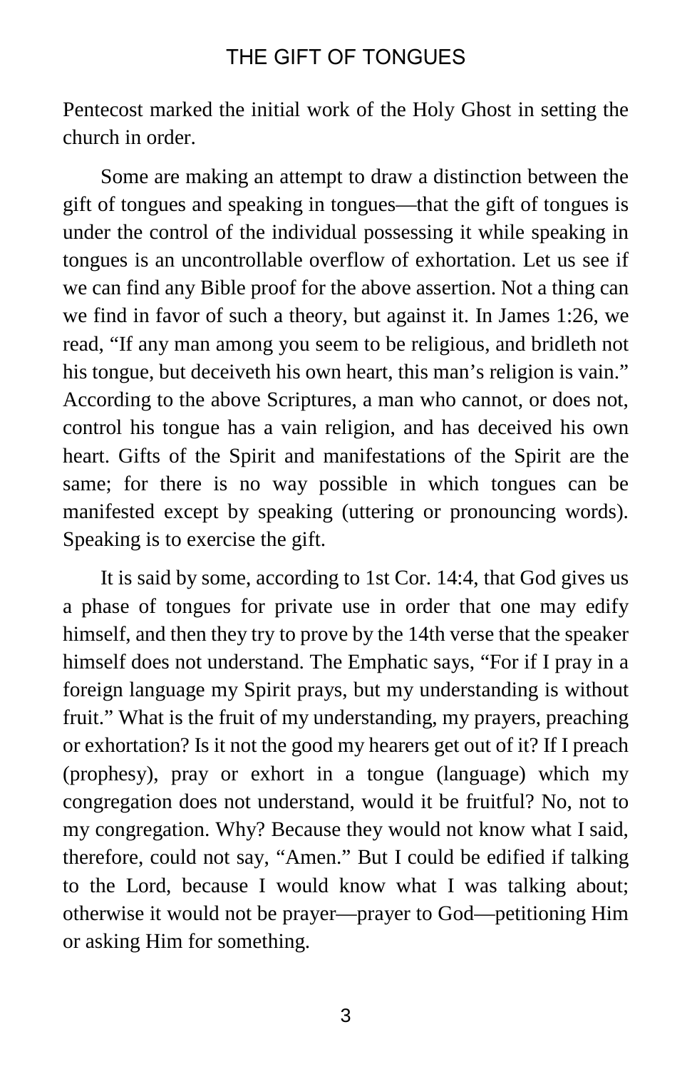Pentecost marked the initial work of the Holy Ghost in setting the church in order.

Some are making an attempt to draw a distinction between the gift of tongues and speaking in tongues—that the gift of tongues is under the control of the individual possessing it while speaking in tongues is an uncontrollable overflow of exhortation. Let us see if we can find any Bible proof for the above assertion. Not a thing can we find in favor of such a theory, but against it. In James 1:26, we read, "If any man among you seem to be religious, and bridleth not his tongue, but deceiveth his own heart, this man's religion is vain." According to the above Scriptures, a man who cannot, or does not, control his tongue has a vain religion, and has deceived his own heart. Gifts of the Spirit and manifestations of the Spirit are the same; for there is no way possible in which tongues can be manifested except by speaking (uttering or pronouncing words). Speaking is to exercise the gift.

It is said by some, according to 1st Cor. 14:4, that God gives us a phase of tongues for private use in order that one may edify himself, and then they try to prove by the 14th verse that the speaker himself does not understand. The Emphatic says, "For if I pray in a foreign language my Spirit prays, but my understanding is without fruit." What is the fruit of my understanding, my prayers, preaching or exhortation? Is it not the good my hearers get out of it? If I preach (prophesy), pray or exhort in a tongue (language) which my congregation does not understand, would it be fruitful? No, not to my congregation. Why? Because they would not know what I said, therefore, could not say, "Amen." But I could be edified if talking to the Lord, because I would know what I was talking about; otherwise it would not be prayer—prayer to God—petitioning Him or asking Him for something.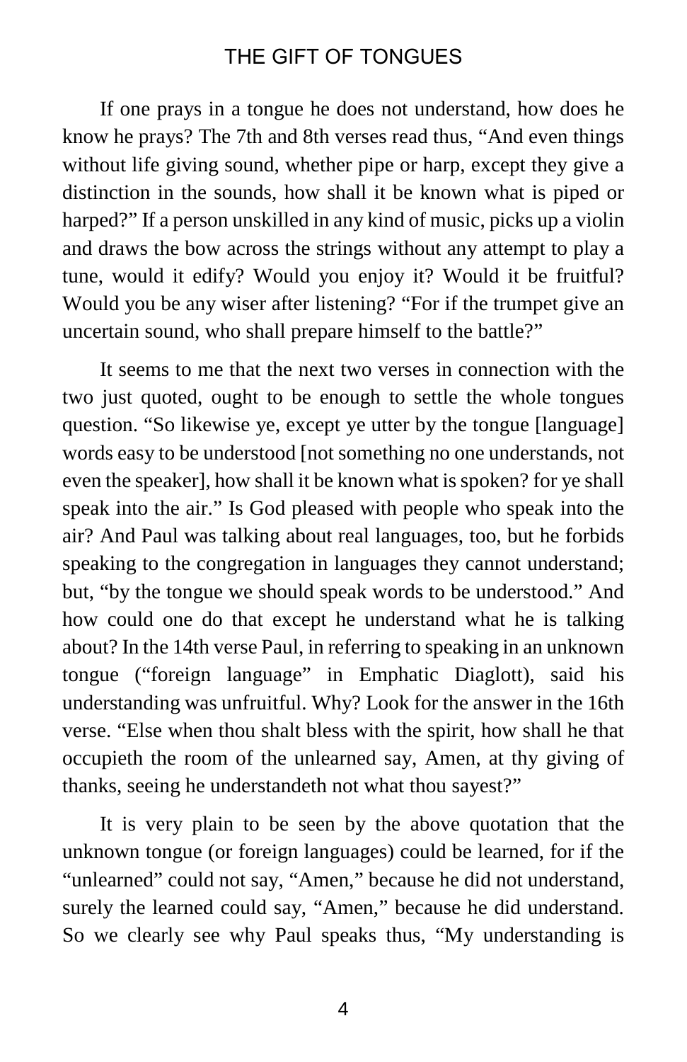If one prays in a tongue he does not understand, how does he know he prays? The 7th and 8th verses read thus, “And even things without life giving sound, whether pipe or harp, except they give a distinction in the sounds, how shall it be known what is piped or harped?” If a person unskilled in any kind of music, picks up a violin and draws the bow across the strings without any attempt to play a tune, would it edify? Would you enjoy it? Would it be fruitful? Would you be any wiser after listening? “For if the trumpet give an uncertain sound, who shall prepare himself to the battle?”

It seems to me that the next two verses in connection with the two just quoted, ought to be enough to settle the whole tongues question. “So likewise ye, except ye utter by the tongue [language] words easy to be understood [not something no one understands, not even the speaker], how shall it be known what is spoken? for ye shall speak into the air.” Is God pleased with people who speak into the air? And Paul was talking about real languages, too, but he forbids speaking to the congregation in languages they cannot understand; but, “by the tongue we should speak words to be understood.” And how could one do that except he understand what he is talking about? In the 14th verse Paul, in referring to speaking in an unknown tongue (“foreign language” in Emphatic Diaglott), said his understanding was unfruitful. Why? Look for the answer in the 16th verse. “Else when thou shalt bless with the spirit, how shall he that occupieth the room of the unlearned say, Amen, at thy giving of thanks, seeing he understandeth not what thou sayest?”

It is very plain to be seen by the above quotation that the unknown tongue (or foreign languages) could be learned, for if the “unlearned” could not say, “Amen,” because he did not understand, surely the learned could say, “Amen,” because he did understand. So we clearly see why Paul speaks thus, “My understanding is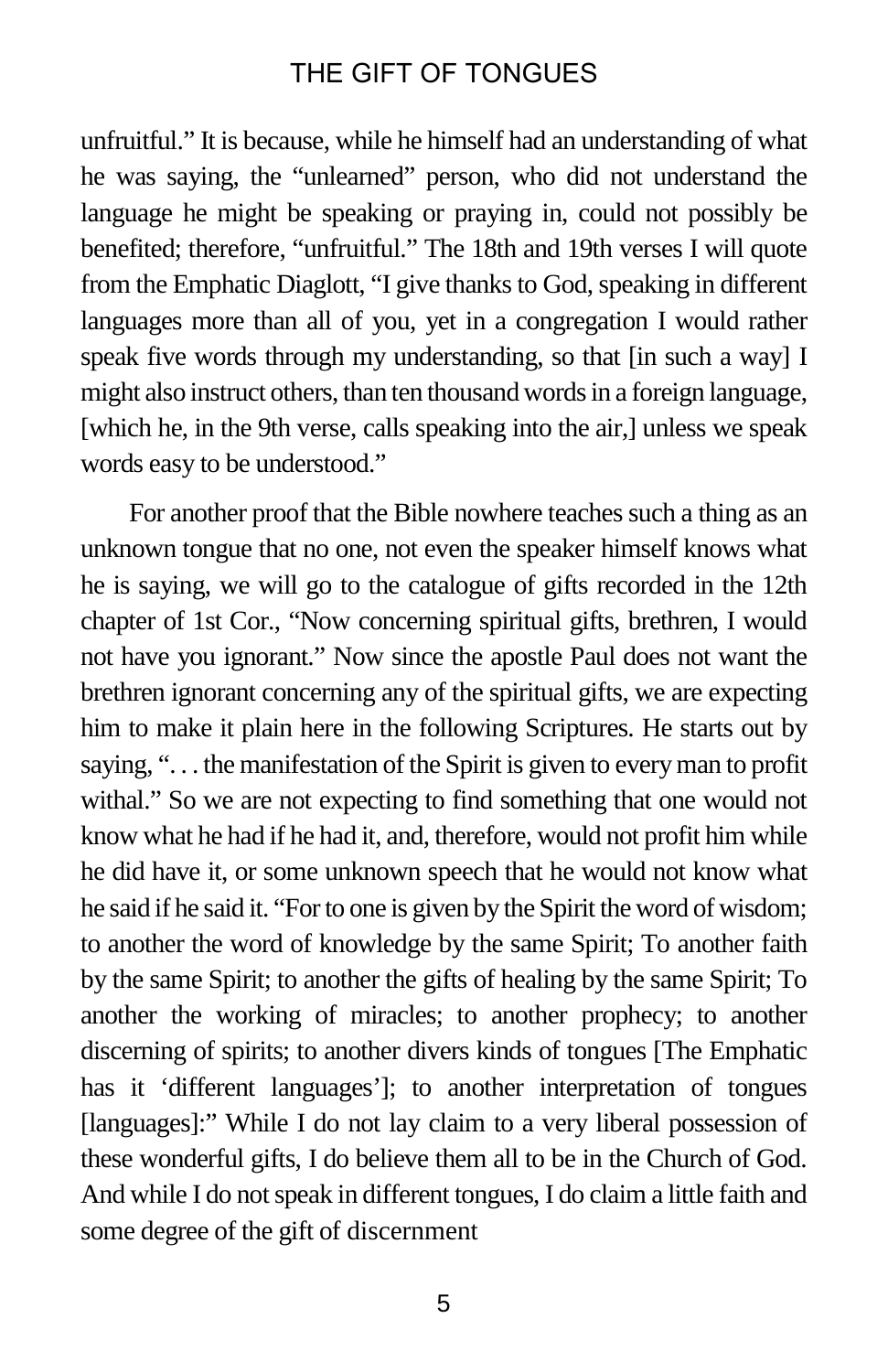unfruitful." It is because, while he himself had an understanding of what he was saying, the "unlearned" person, who did not understand the language he might be speaking or praying in, could not possibly be benefited; therefore, "unfruitful." The 18th and 19th verses I will quote from the Emphatic Diaglott, "I give thanks to God, speaking in different languages more than all of you, yet in a congregation I would rather speak five words through my understanding, so that [in such a way] I might also instruct others, than ten thousand words in a foreign language, [which he, in the 9th verse, calls speaking into the air,] unless we speak words easy to be understood."

For another proof that the Bible nowhere teaches such a thing as an unknown tongue that no one, not even the speaker himself knows what he is saying, we will go to the catalogue of gifts recorded in the 12th chapter of 1st Cor., "Now concerning spiritual gifts, brethren, I would not have you ignorant." Now since the apostle Paul does not want the brethren ignorant concerning any of the spiritual gifts, we are expecting him to make it plain here in the following Scriptures. He starts out by saying, ". . . the manifestation of the Spirit is given to every man to profit withal." So we are not expecting to find something that one would not know what he had if he had it, and, therefore, would not profit him while he did have it, or some unknown speech that he would not know what he said if he said it. "For to one is given by the Spirit the word of wisdom; to another the word of knowledge by the same Spirit; To another faith by the same Spirit; to another the gifts of healing by the same Spirit; To another the working of miracles; to another prophecy; to another discerning of spirits; to another divers kinds of tongues [The Emphatic has it 'different languages']; to another interpretation of tongues [languages]:" While I do not lay claim to a very liberal possession of these wonderful gifts, I do believe them all to be in the Church of God. And while I do not speak in different tongues, I do claim a little faith and some degree of the gift of discernment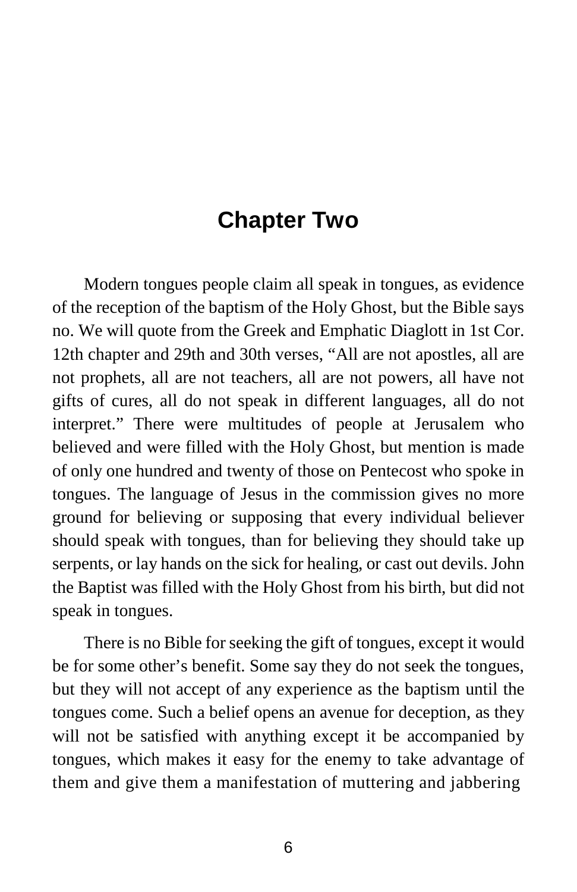## Chapter Two

Modern tongues people claim all speak in tongues, as evidence of the reception of the baptism of the Holy Ghost, but the Bible says no. We will quote from the Greek and Emphatic Diaglott in 1st Cor. 12th chapter and 29th and 30th verses, "All are not apostles, all are not prophets, all are not teachers, all are not powers, all have not gifts of cures, all do not speak in different languages, all do not interpret." There were multitudes of people at Jerusalem who believed and were filled with the Holy Ghost, but mention is made of only one hundred and twenty of those on Pentecost who spoke in tongues. The language of Jesus in the commission gives no more ground for believing or supposing that every individual believer should speak with tongues, than for believing they should take up serpents, or lay hands on the sick for healing, or cast out devils. John the Baptist was filled with the Holy Ghost from his birth, but did not speak in tongues.

There is no Bible for seeking the gift of tongues, except it would be for some other's benefit. Some say they do not seek the tongues, but they will not accept of any experience as the baptism until the tongues come. Such a belief opens an avenue for deception, as they will not be satisfied with anything except it be accompanied by tongues, which makes it easy for the enemy to take advantage of them and give them a manifestation of muttering and jabbering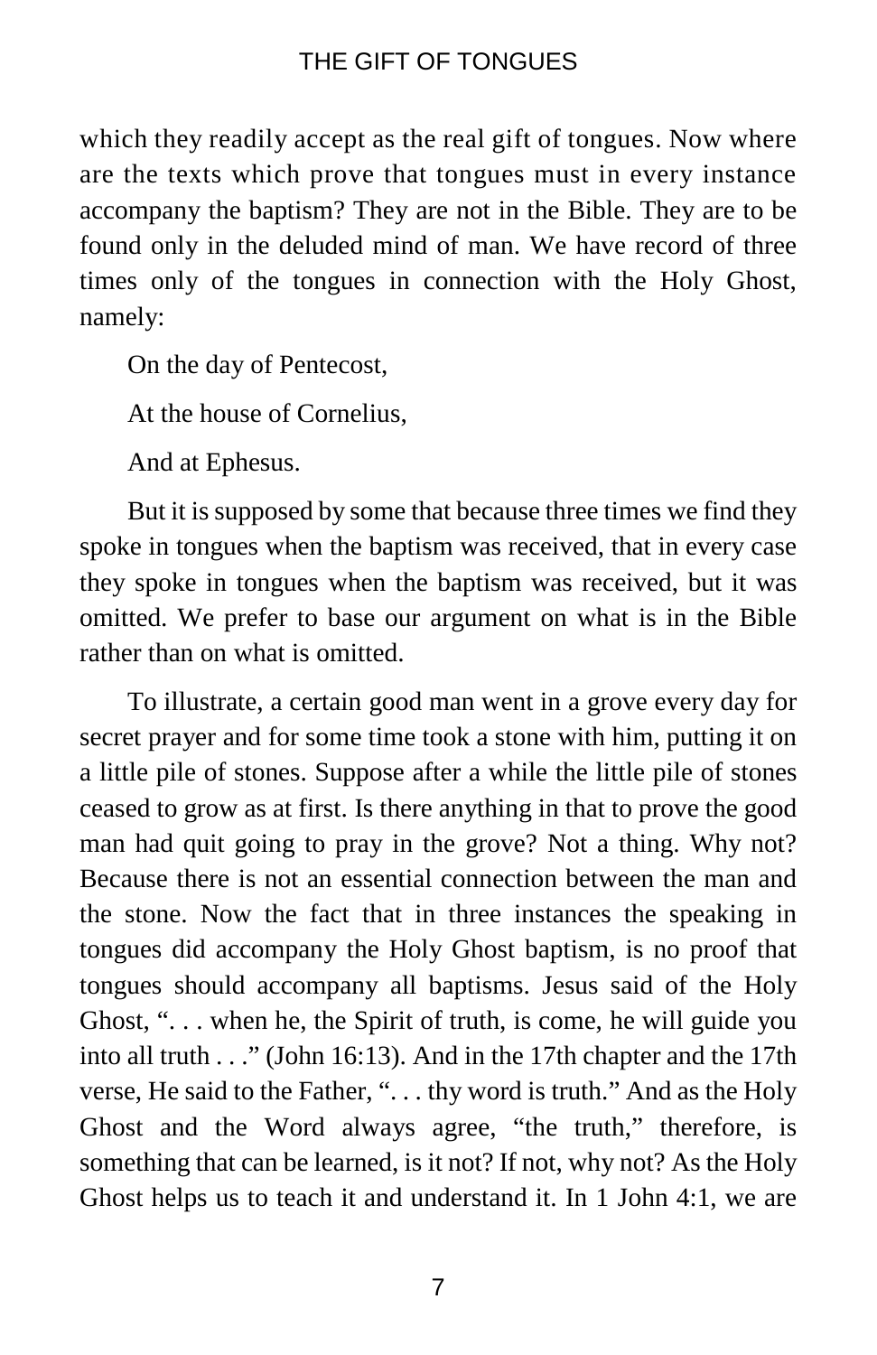which they readily accept as the real gift of tongues. Now where are the texts which prove that tongues must in every instance accompany the baptism? They are not in the Bible. They are to be found only in the deluded mind of man. We have record of three times only of the tongues in connection with the Holy Ghost, namely:

On the day of Pentecost,

At the house of Cornelius,

And at Ephesus.

But it is supposed by some that because three times we find they spoke in tongues when the baptism was received, that in every case they spoke in tongues when the baptism was received, but it was omitted. We prefer to base our argument on what is in the Bible rather than on what is omitted.

To illustrate, a certain good man went in a grove every day for secret prayer and for some time took a stone with him, putting it on a little pile of stones. Suppose after a while the little pile of stones ceased to grow as at first. Is there anything in that to prove the good man had quit going to pray in the grove? Not a thing. Why not? Because there is not an essential connection between the man and the stone. Now the fact that in three instances the speaking in tongues did accompany the Holy Ghost baptism, is no proof that tongues should accompany all baptisms. Jesus said of the Holy Ghost, ". . . when he, the Spirit of truth, is come, he will guide you into all truth . . ." (John 16:13). And in the 17th chapter and the 17th verse, He said to the Father, ". . . thy word is truth." And as the Holy Ghost and the Word always agree, "the truth," therefore, is something that can be learned, is it not? If not, why not? As the Holy Ghost helps us to teach it and understand it. In 1 John 4:1, we are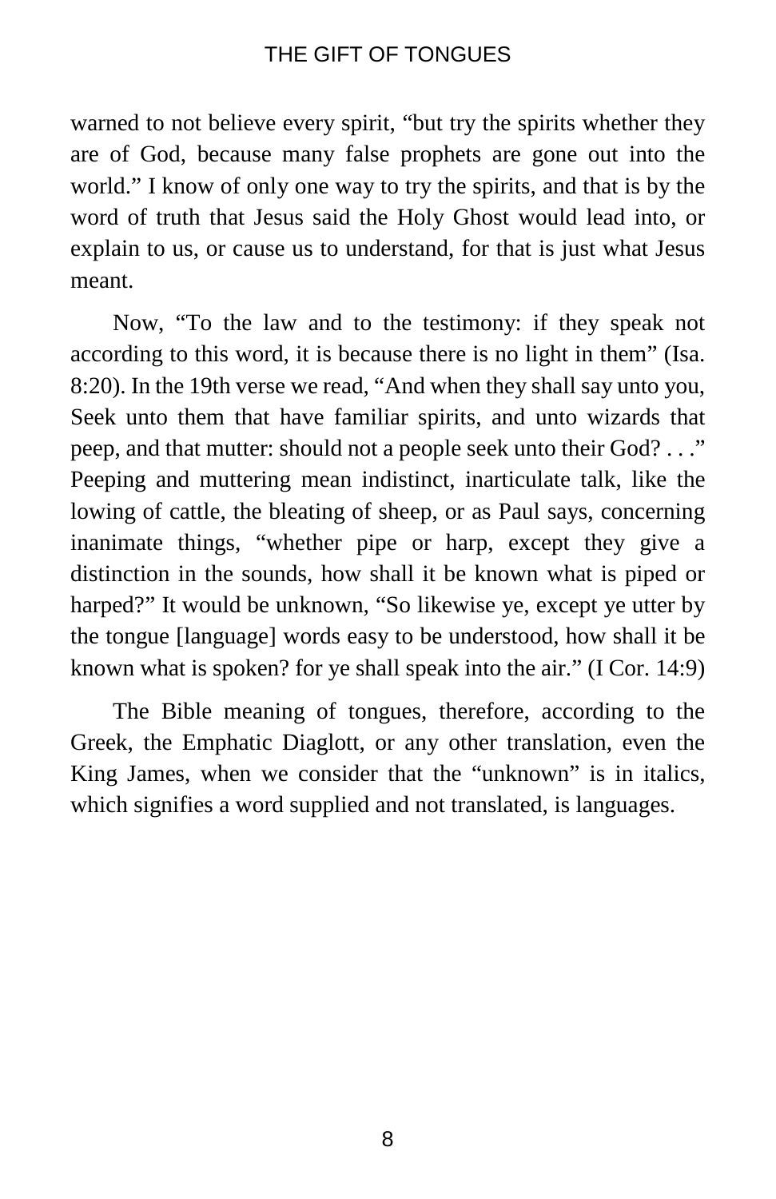warned to not believe every spirit, "but try the spirits whether they are of God, because many false prophets are gone out into the world." I know of only one way to try the spirits, and that is by the word of truth that Jesus said the Holy Ghost would lead into, or explain to us, or cause us to understand, for that is just what Jesus meant.

Now, "To the law and to the testimony: if they speak not according to this word, it is because there is no light in them" (Isa. 8:20). In the 19th verse we read, "And when they shall say unto you, Seek unto them that have familiar spirits, and unto wizards that peep, and that mutter: should not a people seek unto their God? . . ." Peeping and muttering mean indistinct, inarticulate talk, like the lowing of cattle, the bleating of sheep, or as Paul says, concerning inanimate things, "whether pipe or harp, except they give a distinction in the sounds, how shall it be known what is piped or harped?" It would be unknown, "So likewise ye, except ye utter by the tongue [language] words easy to be understood, how shall it be known what is spoken? for ye shall speak into the air." (I Cor. 14:9)

The Bible meaning of tongues, therefore, according to the Greek, the Emphatic Diaglott, or any other translation, even the King James, when we consider that the "unknown" is in italics, which signifies a word supplied and not translated, is languages.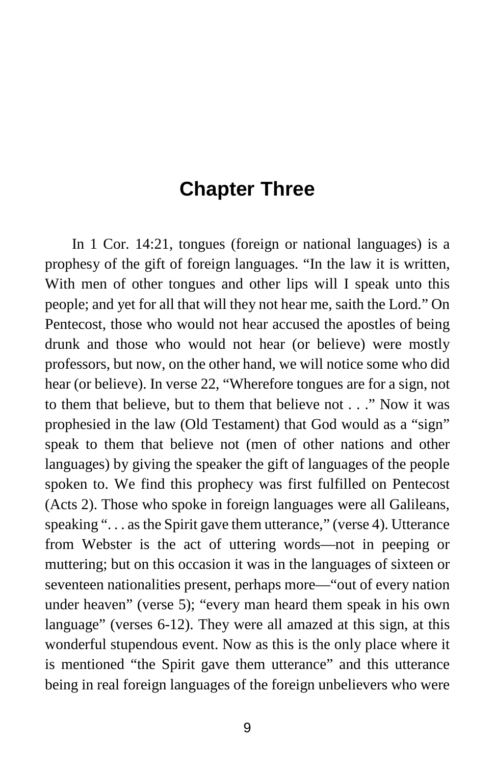# Chapter Three

In 1 Cor. 14:21, tongues (foreign or national languages) is a prophesy of the gift of foreign languages. "In the law it is written, With men of other tongues and other lips will I speak unto this people; and yet for all that will they not hear me, saith the Lord." On Pentecost, those who would not hear accused the apostles of being drunk and those who would not hear (or believe) were mostly professors, but now, on the other hand, we will notice some who did hear (or believe). In verse 22, "Wherefore tongues are for a sign, not to them that believe, but to them that believe not . . ." Now it was prophesied in the law (Old Testament) that God would as a "sign" speak to them that believe not (men of other nations and other languages) by giving the speaker the gift of languages of the people spoken to. We find this prophecy was first fulfilled on Pentecost (Acts 2). Those who spoke in foreign languages were all Galileans, speaking ". . . as the Spirit gave them utterance," (verse 4). Utterance from Webster is the act of uttering words—not in peeping or muttering; but on this occasion it was in the languages of sixteen or seventeen nationalities present, perhaps more—"out of every nation under heaven" (verse 5); "every man heard them speak in his own language" (verses 6-12). They were all amazed at this sign, at this wonderful stupendous event. Now as this is the only place where it is mentioned "the Spirit gave them utterance" and this utterance being in real foreign languages of the foreign unbelievers who were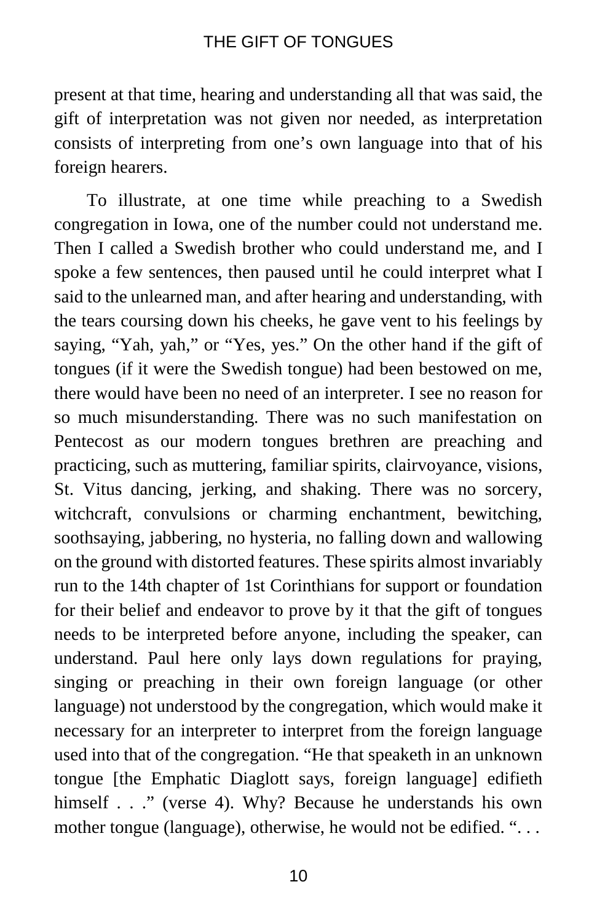present at that time, hearing and understanding all that was said, the gift of interpretation was not given nor needed, as interpretation consists of interpreting from one's own language into that of his foreign hearers.

To illustrate, at one time while preaching to a Swedish congregation in Iowa, one of the number could not understand me. Then I called a Swedish brother who could understand me, and I spoke a few sentences, then paused until he could interpret what I said to the unlearned man, and after hearing and understanding, with the tears coursing down his cheeks, he gave vent to his feelings by saying, "Yah, yah," or "Yes, yes." On the other hand if the gift of tongues (if it were the Swedish tongue) had been bestowed on me, there would have been no need of an interpreter. I see no reason for so much misunderstanding. There was no such manifestation on Pentecost as our modern tongues brethren are preaching and practicing, such as muttering, familiar spirits, clairvoyance, visions, St. Vitus dancing, jerking, and shaking. There was no sorcery, witchcraft, convulsions or charming enchantment, bewitching, soothsaying, jabbering, no hysteria, no falling down and wallowing on the ground with distorted features. These spirits almost invariably run to the 14th chapter of 1st Corinthians for support or foundation for their belief and endeavor to prove by it that the gift of tongues needs to be interpreted before anyone, including the speaker, can understand. Paul here only lays down regulations for praying, singing or preaching in their own foreign language (or other language) not understood by the congregation, which would make it necessary for an interpreter to interpret from the foreign language used into that of the congregation. "He that speaketh in an unknown tongue [the Emphatic Diaglott says, foreign language] edifieth himself . . ." (verse 4). Why? Because he understands his own mother tongue (language), otherwise, he would not be edified. ". . .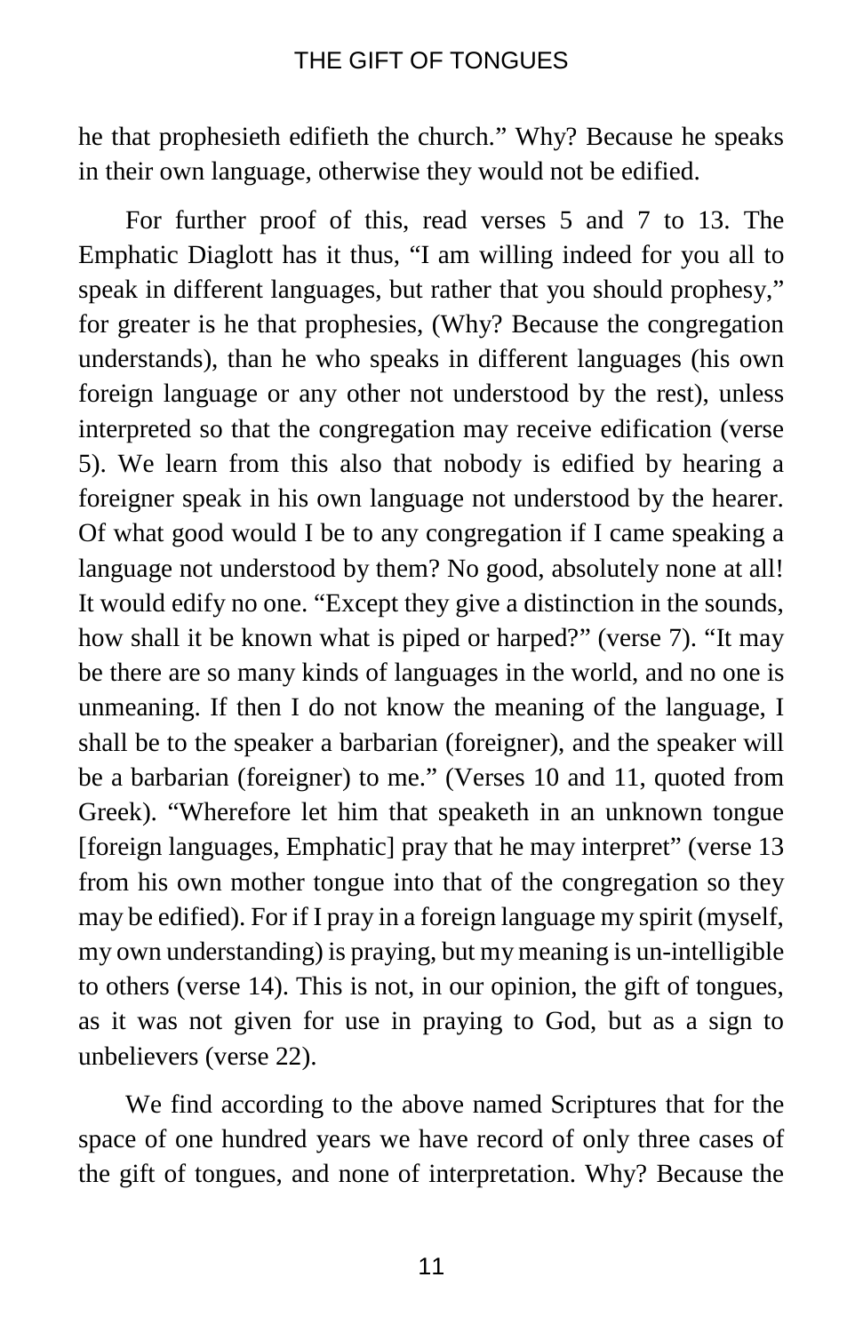he that prophesieth edifieth the church." Why? Because he speaks in their own language, otherwise they would not be edified.

For further proof of this, read verses 5 and 7 to 13. The Emphatic Diaglott has it thus, "I am willing indeed for you all to speak in different languages, but rather that you should prophesy," for greater is he that prophesies, (Why? Because the congregation understands), than he who speaks in different languages (his own foreign language or any other not understood by the rest), unless interpreted so that the congregation may receive edification (verse 5). We learn from this also that nobody is edified by hearing a foreigner speak in his own language not understood by the hearer. Of what good would I be to any congregation if I came speaking a language not understood by them? No good, absolutely none at all! It would edify no one. "Except they give a distinction in the sounds, how shall it be known what is piped or harped?" (verse 7). "It may be there are so many kinds of languages in the world, and no one is unmeaning. If then I do not know the meaning of the language, I shall be to the speaker a barbarian (foreigner), and the speaker will be a barbarian (foreigner) to me." (Verses 10 and 11, quoted from Greek). "Wherefore let him that speaketh in an unknown tongue [foreign languages, Emphatic] pray that he may interpret" (verse 13 from his own mother tongue into that of the congregation so they may be edified). For if I pray in a foreign language my spirit (myself, my own understanding) is praying, but my meaning is un-intelligible to others (verse 14). This is not, in our opinion, the gift of tongues, as it was not given for use in praying to God, but as a sign to unbelievers (verse 22).

We find according to the above named Scriptures that for the space of one hundred years we have record of only three cases of the gift of tongues, and none of interpretation. Why? Because the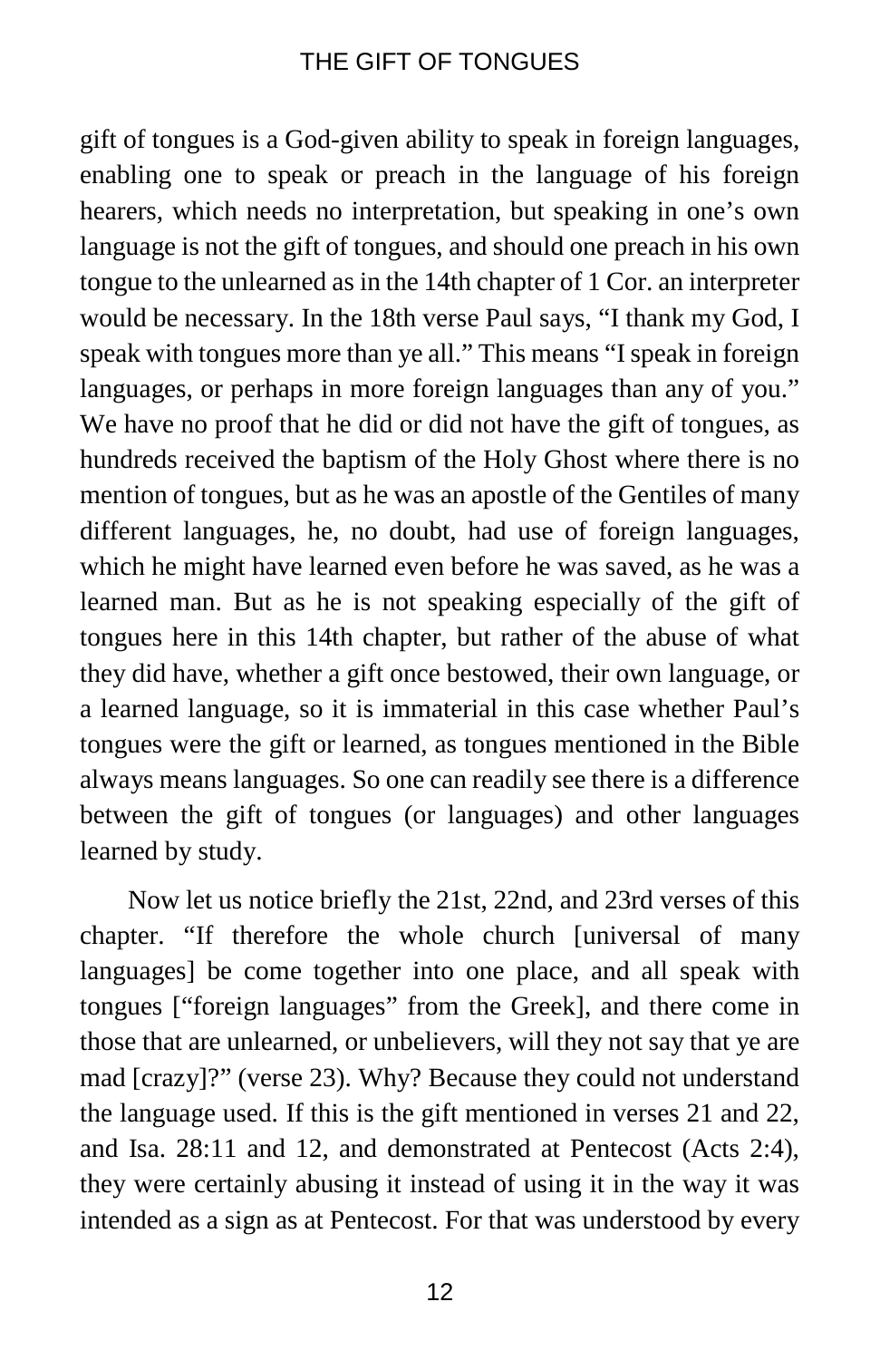gift of tongues is a God-given ability to speak in foreign languages, enabling one to speak or preach in the language of his foreign hearers, which needs no interpretation, but speaking in one's own language is not the gift of tongues, and should one preach in his own tongue to the unlearned as in the 14th chapter of 1 Cor. an interpreter would be necessary. In the 18th verse Paul says, "I thank my God, I speak with tongues more than ye all." This means "I speak in foreign languages, or perhaps in more foreign languages than any of you." We have no proof that he did or did not have the gift of tongues, as hundreds received the baptism of the Holy Ghost where there is no mention of tongues, but as he was an apostle of the Gentiles of many different languages, he, no doubt, had use of foreign languages, which he might have learned even before he was saved, as he was a learned man. But as he is not speaking especially of the gift of tongues here in this 14th chapter, but rather of the abuse of what they did have, whether a gift once bestowed, their own language, or a learned language, so it is immaterial in this case whether Paul's tongues were the gift or learned, as tongues mentioned in the Bible always means languages. So one can readily see there is a difference between the gift of tongues (or languages) and other languages learned by study.

Now let us notice briefly the 21st, 22nd, and 23rd verses of this chapter. "If therefore the whole church [universal of many languages] be come together into one place, and all speak with tongues ["foreign languages" from the Greek], and there come in those that are unlearned, or unbelievers, will they not say that ye are mad [crazy]?" (verse 23). Why? Because they could not understand the language used. If this is the gift mentioned in verses 21 and 22, and Isa. 28:11 and 12, and demonstrated at Pentecost (Acts 2:4), they were certainly abusing it instead of using it in the way it was intended as a sign as at Pentecost. For that was understood by every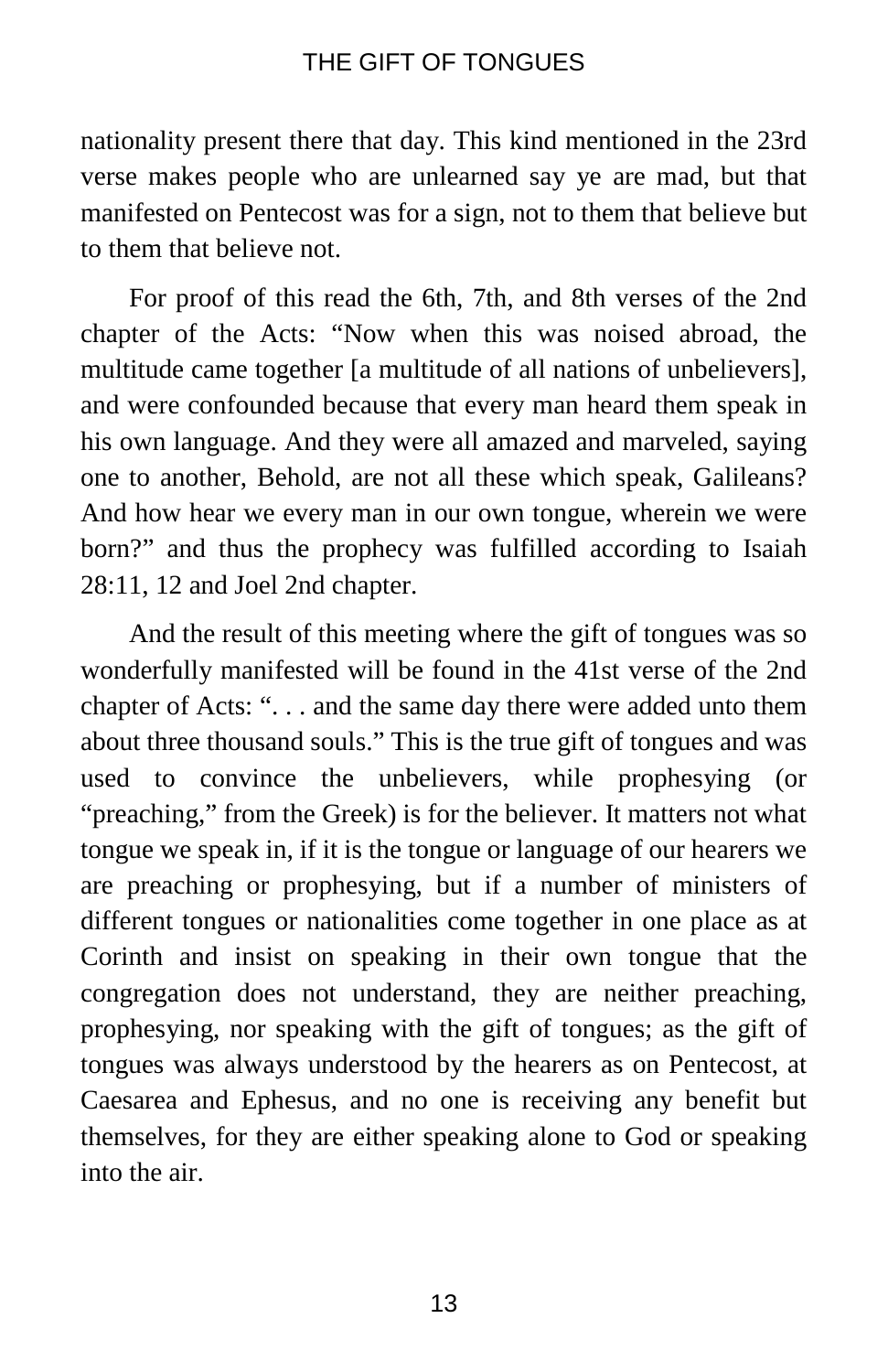nationality present there that day. This kind mentioned in the 23rd verse makes people who are unlearned say ye are mad, but that manifested on Pentecost was for a sign, not to them that believe but to them that believe not.

For proof of this read the 6th, 7th, and 8th verses of the 2nd chapter of the Acts: "Now when this was noised abroad, the multitude came together [a multitude of all nations of unbelievers], and were confounded because that every man heard them speak in his own language. And they were all amazed and marveled, saying one to another, Behold, are not all these which speak, Galileans? And how hear we every man in our own tongue, wherein we were born?" and thus the prophecy was fulfilled according to Isaiah 28:11, 12 and Joel 2nd chapter.

And the result of this meeting where the gift of tongues was so wonderfully manifested will be found in the 41st verse of the 2nd chapter of Acts: ". . . and the same day there were added unto them about three thousand souls." This is the true gift of tongues and was used to convince the unbelievers, while prophesying (or "preaching," from the Greek) is for the believer. It matters not what tongue we speak in, if it is the tongue or language of our hearers we are preaching or prophesying, but if a number of ministers of different tongues or nationalities come together in one place as at Corinth and insist on speaking in their own tongue that the congregation does not understand, they are neither preaching, prophesying, nor speaking with the gift of tongues; as the gift of tongues was always understood by the hearers as on Pentecost, at Caesarea and Ephesus, and no one is receiving any benefit but themselves, for they are either speaking alone to God or speaking into the air.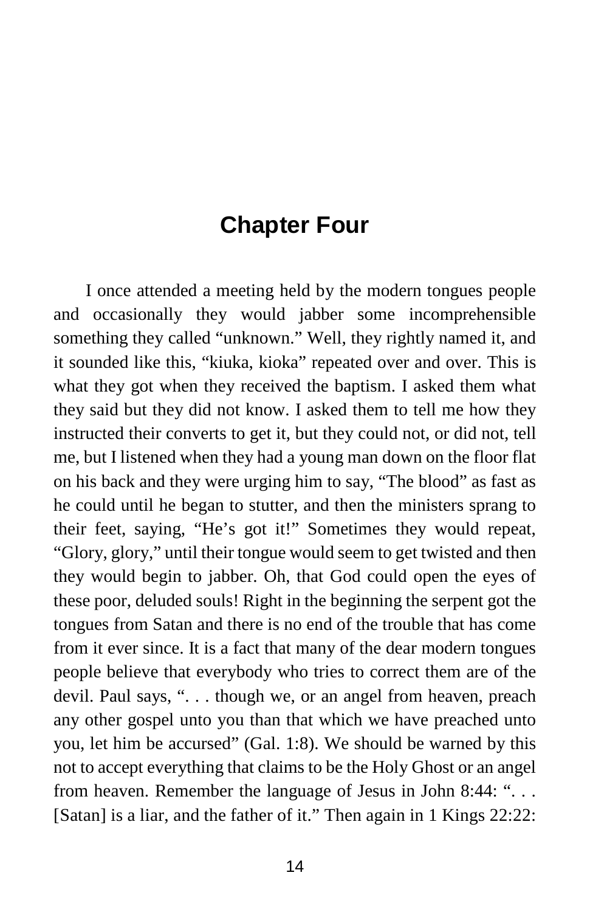# Chapter Four

I once attended a meeting held by the modern tongues people and occasionally they would jabber some incomprehensible something they called "unknown." Well, they rightly named it, and it sounded like this, "kiuka, kioka" repeated over and over. This is what they got when they received the baptism. I asked them what they said but they did not know. I asked them to tell me how they instructed their converts to get it, but they could not, or did not, tell me, but I listened when they had a young man down on the floor flat on his back and they were urging him to say, "The blood" as fast as he could until he began to stutter, and then the ministers sprang to their feet, saying, "He's got it!" Sometimes they would repeat, "Glory, glory," until their tongue would seem to get twisted and then they would begin to jabber. Oh, that God could open the eyes of these poor, deluded souls! Right in the beginning the serpent got the tongues from Satan and there is no end of the trouble that has come from it ever since. It is a fact that many of the dear modern tongues people believe that everybody who tries to correct them are of the devil. Paul says, ". . . though we, or an angel from heaven, preach any other gospel unto you than that which we have preached unto you, let him be accursed" (Gal. 1:8). We should be warned by this not to accept everything that claims to be the Holy Ghost or an angel from heaven. Remember the language of Jesus in John 8:44: ". . . [Satan] is a liar, and the father of it." Then again in 1 Kings 22:22: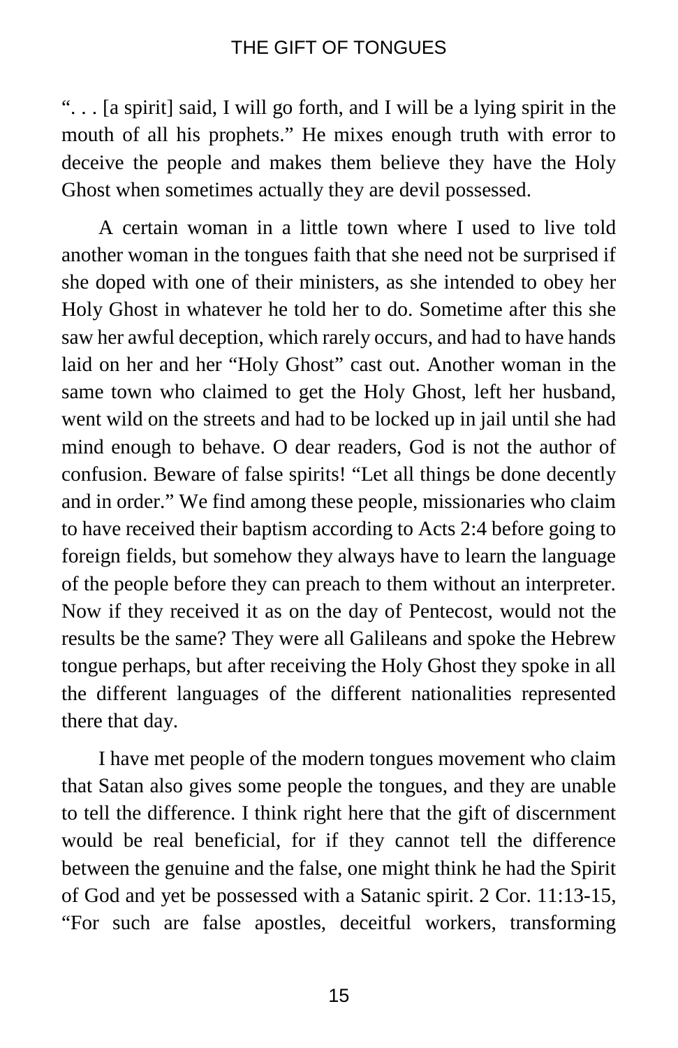". . . [a spirit] said, I will go forth, and I will be a lying spirit in the mouth of all his prophets." He mixes enough truth with error to deceive the people and makes them believe they have the Holy Ghost when sometimes actually they are devil possessed.

A certain woman in a little town where I used to live told another woman in the tongues faith that she need not be surprised if she doped with one of their ministers, as she intended to obey her Holy Ghost in whatever he told her to do. Sometime after this she saw her awful deception, which rarely occurs, and had to have hands laid on her and her "Holy Ghost" cast out. Another woman in the same town who claimed to get the Holy Ghost, left her husband, went wild on the streets and had to be locked up in jail until she had mind enough to behave. O dear readers, God is not the author of confusion. Beware of false spirits! "Let all things be done decently and in order." We find among these people, missionaries who claim to have received their baptism according to Acts 2:4 before going to foreign fields, but somehow they always have to learn the language of the people before they can preach to them without an interpreter. Now if they received it as on the day of Pentecost, would not the results be the same? They were all Galileans and spoke the Hebrew tongue perhaps, but after receiving the Holy Ghost they spoke in all the different languages of the different nationalities represented there that day.

I have met people of the modern tongues movement who claim that Satan also gives some people the tongues, and they are unable to tell the difference. I think right here that the gift of discernment would be real beneficial, for if they cannot tell the difference between the genuine and the false, one might think he had the Spirit of God and yet be possessed with a Satanic spirit. 2 Cor. 11:13-15, "For such are false apostles, deceitful workers, transforming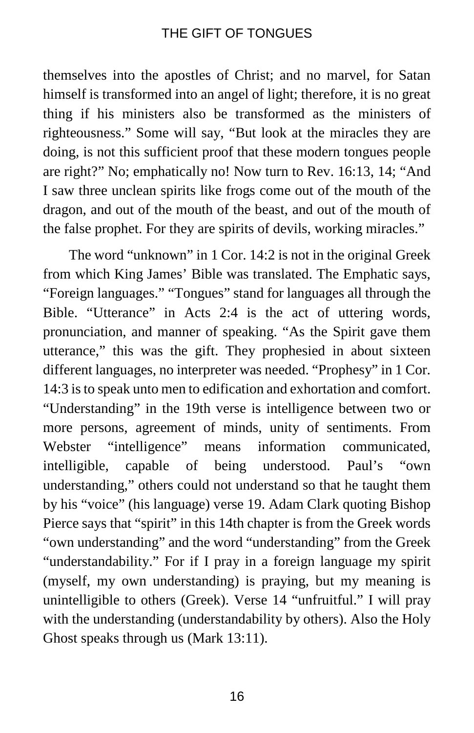themselves into the apostles of Christ; and no marvel, for Satan himself is transformed into an angel of light; therefore, it is no great thing if his ministers also be transformed as the ministers of righteousness." Some will say, "But look at the miracles they are doing, is not this sufficient proof that these modern tongues people are right?" No; emphatically no! Now turn to Rev. 16:13, 14; "And I saw three unclean spirits like frogs come out of the mouth of the dragon, and out of the mouth of the beast, and out of the mouth of the false prophet. For they are spirits of devils, working miracles."

The word "unknown" in 1 Cor. 14:2 is not in the original Greek from which King James' Bible was translated. The Emphatic says, "Foreign languages." "Tongues" stand for languages all through the Bible. "Utterance" in Acts 2:4 is the act of uttering words, pronunciation, and manner of speaking. "As the Spirit gave them utterance," this was the gift. They prophesied in about sixteen different languages, no interpreter was needed. "Prophesy" in 1 Cor. 14:3 is to speak unto men to edification and exhortation and comfort. "Understanding" in the 19th verse is intelligence between two or more persons, agreement of minds, unity of sentiments. From Webster "intelligence" means information communicated, intelligible, capable of being understood. Paul's "own understanding," others could not understand so that he taught them by his "voice" (his language) verse 19. Adam Clark quoting Bishop Pierce says that "spirit" in this 14th chapter is from the Greek words "own understanding" and the word "understanding" from the Greek "understandability." For if I pray in a foreign language my spirit (myself, my own understanding) is praying, but my meaning is unintelligible to others (Greek). Verse 14 "unfruitful." I will pray with the understanding (understandability by others). Also the Holy Ghost speaks through us (Mark 13:11).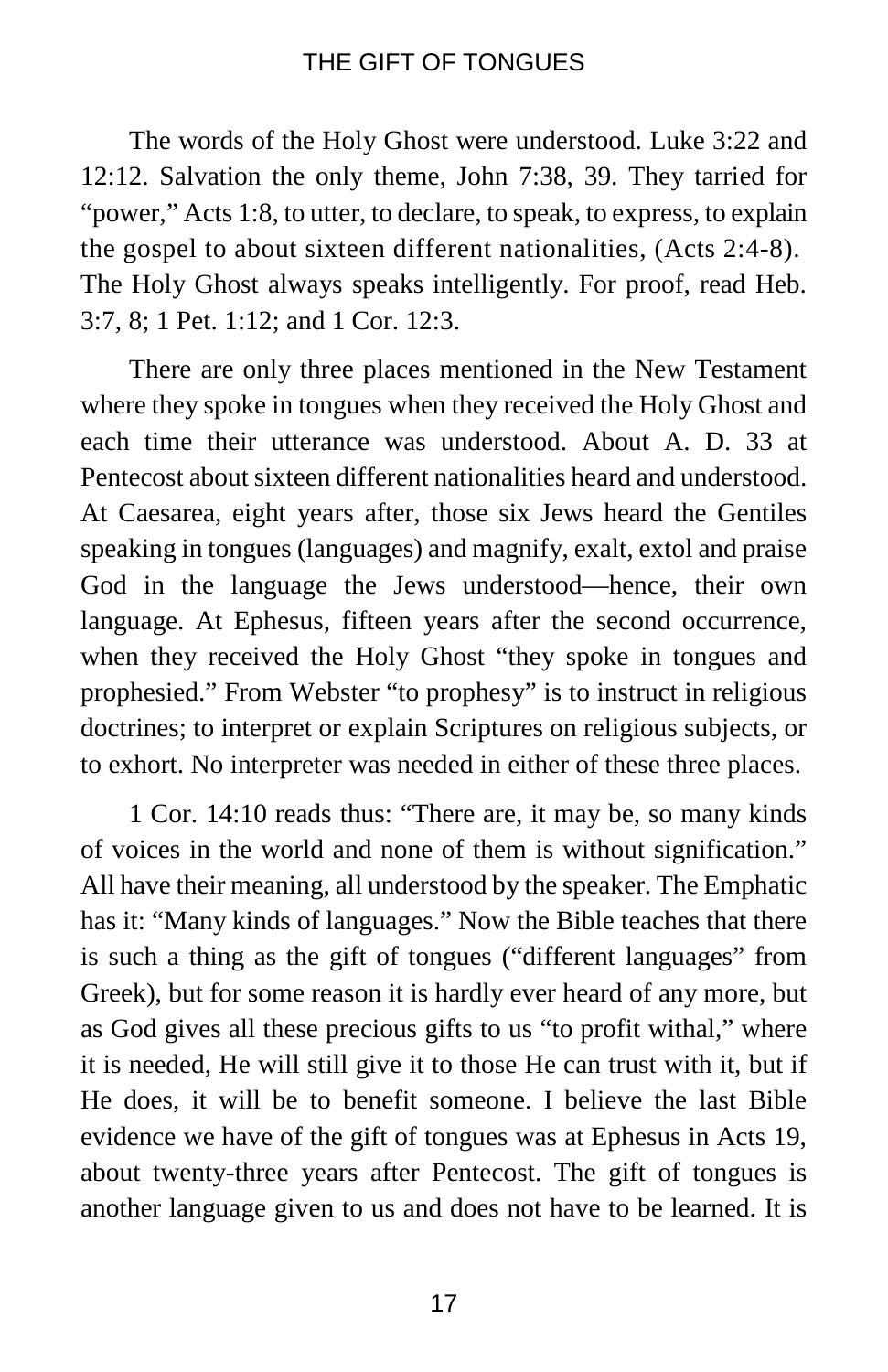The words of the Holy Ghost were understood. Luke 3:22 and 12:12. Salvation the only theme, John 7:38, 39. They tarried for "power," Acts 1:8, to utter, to declare, to speak, to express, to explain the gospel to about sixteen different nationalities, (Acts 2:4-8). The Holy Ghost always speaks intelligently. For proof, read Heb. 3:7, 8; 1 Pet. 1:12; and 1 Cor. 12:3.

There are only three places mentioned in the New Testament where they spoke in tongues when they received the Holy Ghost and each time their utterance was understood. About A. D. 33 at Pentecost about sixteen different nationalities heard and understood. At Caesarea, eight years after, those six Jews heard the Gentiles speaking in tongues (languages) and magnify, exalt, extol and praise God in the language the Jews understood—hence, their own language. At Ephesus, fifteen years after the second occurrence, when they received the Holy Ghost "they spoke in tongues and prophesied." From Webster "to prophesy" is to instruct in religious doctrines; to interpret or explain Scriptures on religious subjects, or to exhort. No interpreter was needed in either of these three places.

1 Cor. 14:10 reads thus: "There are, it may be, so many kinds of voices in the world and none of them is without signification." All have their meaning, all understood by the speaker. The Emphatic has it: "Many kinds of languages." Now the Bible teaches that there is such a thing as the gift of tongues ("different languages" from Greek), but for some reason it is hardly ever heard of any more, but as God gives all these precious gifts to us "to profit withal," where it is needed, He will still give it to those He can trust with it, but if He does, it will be to benefit someone. I believe the last Bible evidence we have of the gift of tongues was at Ephesus in Acts 19, about twenty-three years after Pentecost. The gift of tongues is another language given to us and does not have to be learned. It is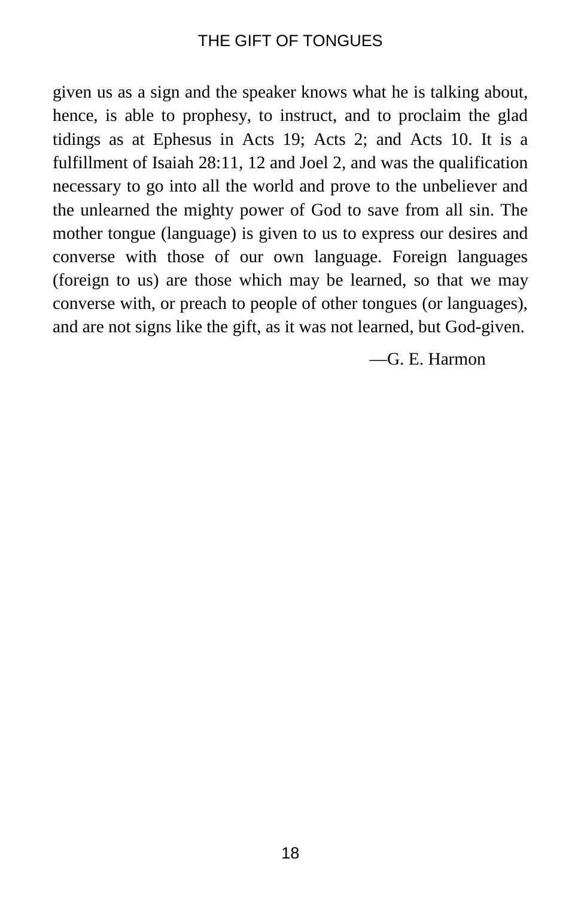given us as a sign and the speaker knows what he is talking about, hence, is able to prophesy, to instruct, and to proclaim the glad tidings as at Ephesus in Acts 19; Acts 2; and Acts 10. It is a fulfillment of Isaiah 28:11, 12 and Joel 2, and was the qualification necessary to go into all the world and prove to the unbeliever and the unlearned the mighty power of God to save from all sin. The mother tongue (language) is given to us to express our desires and converse with those of our own language. Foreign languages (foreign to us) are those which may be learned, so that we may converse with, or preach to people of other tongues (or languages), and are not signs like the gift, as it was not learned, but God-given.

—G. E. Harmon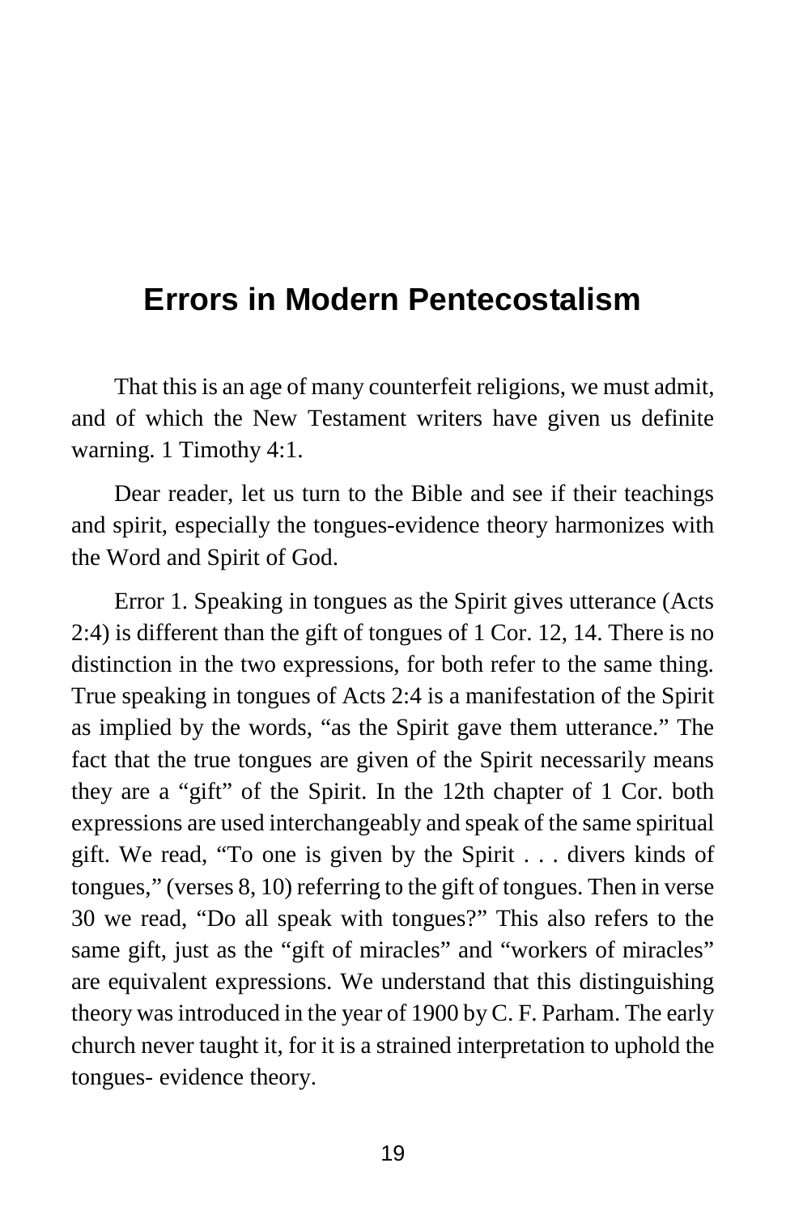# Errors in Modern Pentecostalism

That this is an age of many counterfeit religions, we must admit, and of which the New Testament writers have given us definite warning. 1 Timothy 4:1.

Dear reader, let us turn to the Bible and see if their teachings and spirit, especially the tongues-evidence theory harmonizes with the Word and Spirit of God.

Error 1. Speaking in tongues as the Spirit gives utterance (Acts 2:4) is different than the gift of tongues of 1 Cor. 12, 14. There is no distinction in the two expressions, for both refer to the same thing. True speaking in tongues of Acts 2:4 is a manifestation of the Spirit as implied by the words, "as the Spirit gave them utterance." The fact that the true tongues are given of the Spirit necessarily means they are a "gift" of the Spirit. In the 12th chapter of 1 Cor. both expressions are used interchangeably and speak of the same spiritual gift. We read, "To one is given by the Spirit . . . divers kinds of tongues," (verses 8, 10) referring to the gift of tongues. Then in verse 30 we read, "Do all speak with tongues?" This also refers to the same gift, just as the "gift of miracles" and "workers of miracles" are equivalent expressions. We understand that this distinguishing theory was introduced in the year of 1900 by C. F. Parham. The early church never taught it, for it is a strained interpretation to uphold the tongues- evidence theory.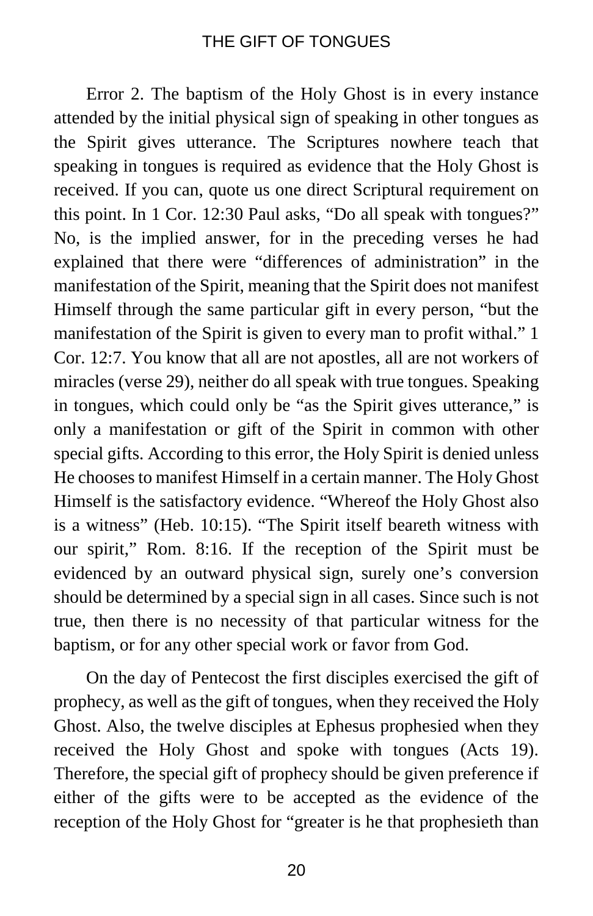Error 2. The baptism of the Holy Ghost is in every instance attended by the initial physical sign of speaking in other tongues as the Spirit gives utterance. The Scriptures nowhere teach that speaking in tongues is required as evidence that the Holy Ghost is received. If you can, quote us one direct Scriptural requirement on this point. In 1 Cor. 12:30 Paul asks, "Do all speak with tongues?" No, is the implied answer, for in the preceding verses he had explained that there were "differences of administration" in the manifestation of the Spirit, meaning that the Spirit does not manifest Himself through the same particular gift in every person, "but the manifestation of the Spirit is given to every man to profit withal." 1 Cor. 12:7. You know that all are not apostles, all are not workers of miracles (verse 29), neither do all speak with true tongues. Speaking in tongues, which could only be "as the Spirit gives utterance," is only a manifestation or gift of the Spirit in common with other special gifts. According to this error, the Holy Spirit is denied unless He chooses to manifest Himself in a certain manner. The Holy Ghost Himself is the satisfactory evidence. "Whereof the Holy Ghost also is a witness" (Heb. 10:15). "The Spirit itself beareth witness with our spirit," Rom. 8:16. If the reception of the Spirit must be evidenced by an outward physical sign, surely one's conversion should be determined by a special sign in all cases. Since such is not true, then there is no necessity of that particular witness for the baptism, or for any other special work or favor from God.

On the day of Pentecost the first disciples exercised the gift of prophecy, as well as the gift of tongues, when they received the Holy Ghost. Also, the twelve disciples at Ephesus prophesied when they received the Holy Ghost and spoke with tongues (Acts 19). Therefore, the special gift of prophecy should be given preference if either of the gifts were to be accepted as the evidence of the reception of the Holy Ghost for "greater is he that prophesieth than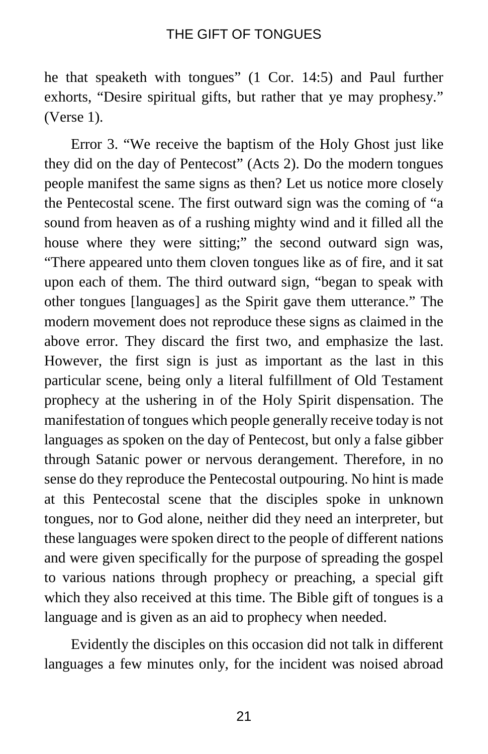he that speaketh with tongues" (1 Cor. 14:5) and Paul further exhorts, "Desire spiritual gifts, but rather that ye may prophesy." (Verse 1).

Error 3. "We receive the baptism of the Holy Ghost just like they did on the day of Pentecost" (Acts 2). Do the modern tongues people manifest the same signs as then? Let us notice more closely the Pentecostal scene. The first outward sign was the coming of "a sound from heaven as of a rushing mighty wind and it filled all the house where they were sitting;" the second outward sign was, "There appeared unto them cloven tongues like as of fire, and it sat upon each of them. The third outward sign, "began to speak with other tongues [languages] as the Spirit gave them utterance." The modern movement does not reproduce these signs as claimed in the above error. They discard the first two, and emphasize the last. However, the first sign is just as important as the last in this particular scene, being only a literal fulfillment of Old Testament prophecy at the ushering in of the Holy Spirit dispensation. The manifestation of tongues which people generally receive today is not languages as spoken on the day of Pentecost, but only a false gibber through Satanic power or nervous derangement. Therefore, in no sense do they reproduce the Pentecostal outpouring. No hint is made at this Pentecostal scene that the disciples spoke in unknown tongues, nor to God alone, neither did they need an interpreter, but these languages were spoken direct to the people of different nations and were given specifically for the purpose of spreading the gospel to various nations through prophecy or preaching, a special gift which they also received at this time. The Bible gift of tongues is a language and is given as an aid to prophecy when needed.

Evidently the disciples on this occasion did not talk in different languages a few minutes only, for the incident was noised abroad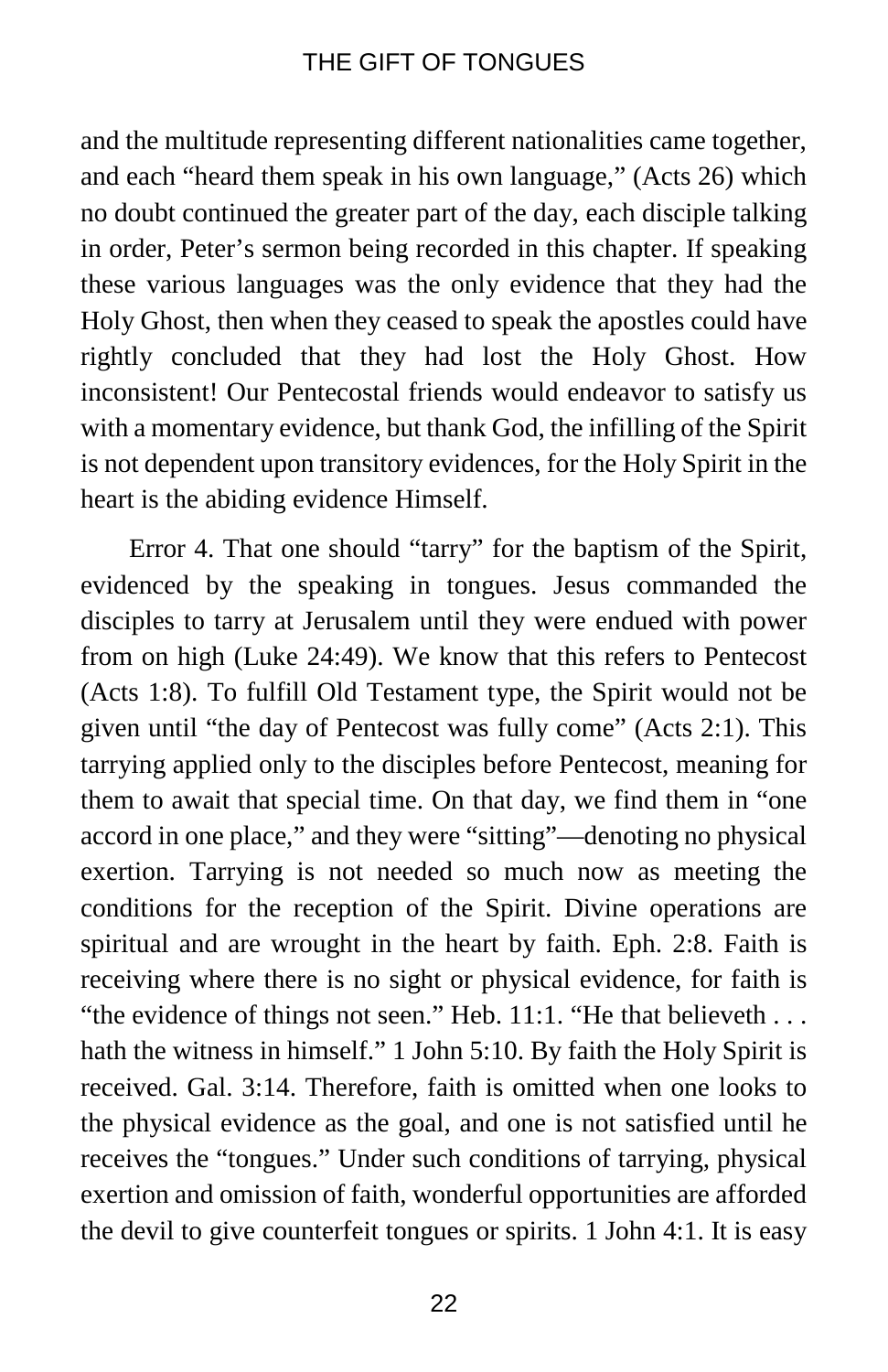and the multitude representing different nationalities came together, and each "heard them speak in his own language," (Acts 26) which no doubt continued the greater part of the day, each disciple talking in order, Peter's sermon being recorded in this chapter. If speaking these various languages was the only evidence that they had the Holy Ghost, then when they ceased to speak the apostles could have rightly concluded that they had lost the Holy Ghost. How inconsistent! Our Pentecostal friends would endeavor to satisfy us with a momentary evidence, but thank God, the infilling of the Spirit is not dependent upon transitory evidences, for the Holy Spirit in the heart is the abiding evidence Himself.

Error 4. That one should "tarry" for the baptism of the Spirit, evidenced by the speaking in tongues. Jesus commanded the disciples to tarry at Jerusalem until they were endued with power from on high (Luke 24:49). We know that this refers to Pentecost (Acts 1:8). To fulfill Old Testament type, the Spirit would not be given until "the day of Pentecost was fully come" (Acts 2:1). This tarrying applied only to the disciples before Pentecost, meaning for them to await that special time. On that day, we find them in "one accord in one place," and they were "sitting"—denoting no physical exertion. Tarrying is not needed so much now as meeting the conditions for the reception of the Spirit. Divine operations are spiritual and are wrought in the heart by faith. Eph. 2:8. Faith is receiving where there is no sight or physical evidence, for faith is "the evidence of things not seen." Heb. 11:1. "He that believeth . . . hath the witness in himself." 1 John 5:10. By faith the Holy Spirit is received. Gal. 3:14. Therefore, faith is omitted when one looks to the physical evidence as the goal, and one is not satisfied until he receives the "tongues." Under such conditions of tarrying, physical exertion and omission of faith, wonderful opportunities are afforded the devil to give counterfeit tongues or spirits. 1 John 4:1. It is easy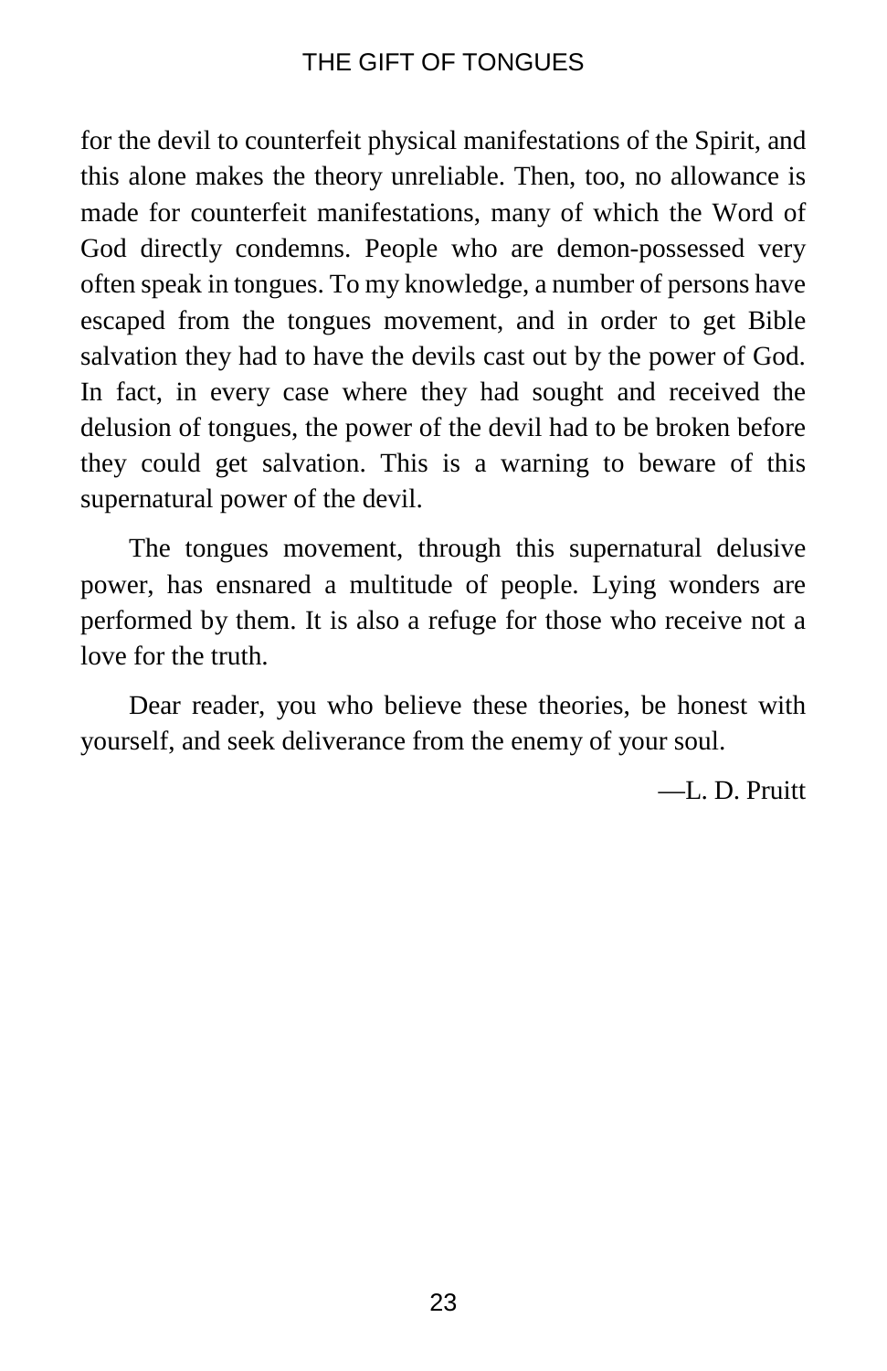for the devil to counterfeit physical manifestations of the Spirit, and this alone makes the theory unreliable. Then, too, no allowance is made for counterfeit manifestations, many of which the Word of God directly condemns. People who are demon-possessed very often speak in tongues. To my knowledge, a number of persons have escaped from the tongues movement, and in order to get Bible salvation they had to have the devils cast out by the power of God. In fact, in every case where they had sought and received the delusion of tongues, the power of the devil had to be broken before they could get salvation. This is a warning to beware of this supernatural power of the devil.

The tongues movement, through this supernatural delusive power, has ensnared a multitude of people. Lying wonders are performed by them. It is also a refuge for those who receive not a love for the truth.

Dear reader, you who believe these theories, be honest with yourself, and seek deliverance from the enemy of your soul.

—L. D. Pruitt